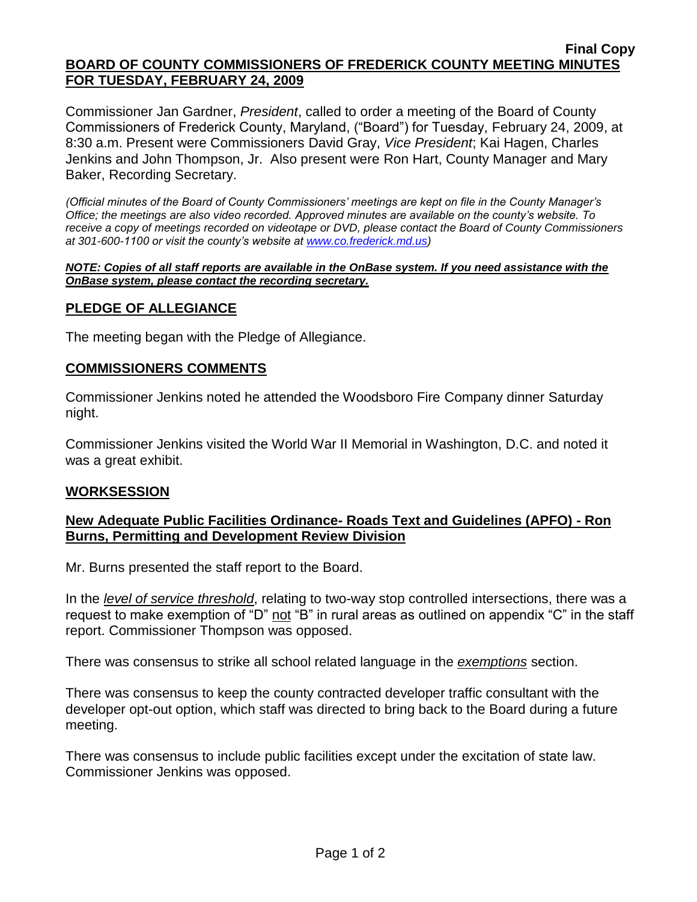**Final Copy**

# BOARD OF COUNTY COMMISSIONERS OF FREDERICK COUNTY MEETING MINUTES FOR TUESDAY, FEBRUARY 24, 2009

Commissioner Jan Gardner, *President*, called to order a meeting of the Board of County Commissioners of Frederick County, Maryland, ("Board") for Tuesday, February 24, 2009, at 8:30 a.m. Present were Commissioners David Gray, *Vice President*; Kai Hagen, Charles Jenkins and John Thompson, Jr. Also present were Ron Hart, County Manager and Mary Baker, Recording Secretary.

*(Official minutes of the Board of County Commissioners' meetings are kept on file in the County Manager's Office; the meetings are also video recorded. Approved minutes are available on the county's website. To receive a copy of meetings recorded on videotape or DVD, please contact the Board of County Commissioners at 301-600-1100 or visit the county's website at www.co.frederick.md.us)*

***NOTE: Copies of all staff reports are available in the OnBase system. If you need assistance with the OnBase system, please contact the recording secretary.***

## PLEDGE OF ALLEGIANCE

The meeting began with the Pledge of Allegiance.

## COMMISSIONERS COMMENTS

Commissioner Jenkins noted he attended the Woodsboro Fire Company dinner Saturday night.

Commissioner Jenkins visited the World War II Memorial in Washington, D.C. and noted it was a great exhibit.

## WORKSESSION

### New Adequate Public Facilities Ordinance- Roads Text and Guidelines (APFO) - Ron Burns, Permitting and Development Review Division

Mr. Burns presented the staff report to the Board.

In the *level of service threshold*, relating to two-way stop controlled intersections, there was a request to make exemption of "D" not "B" in rural areas as outlined on appendix "C" in the staff report. Commissioner Thompson was opposed.

There was consensus to strike all school related language in the *exemptions* section.

There was consensus to keep the county contracted developer traffic consultant with the developer opt-out option, which staff was directed to bring back to the Board during a future meeting.

There was consensus to include public facilities except under the excitation of state law. Commissioner Jenkins was opposed.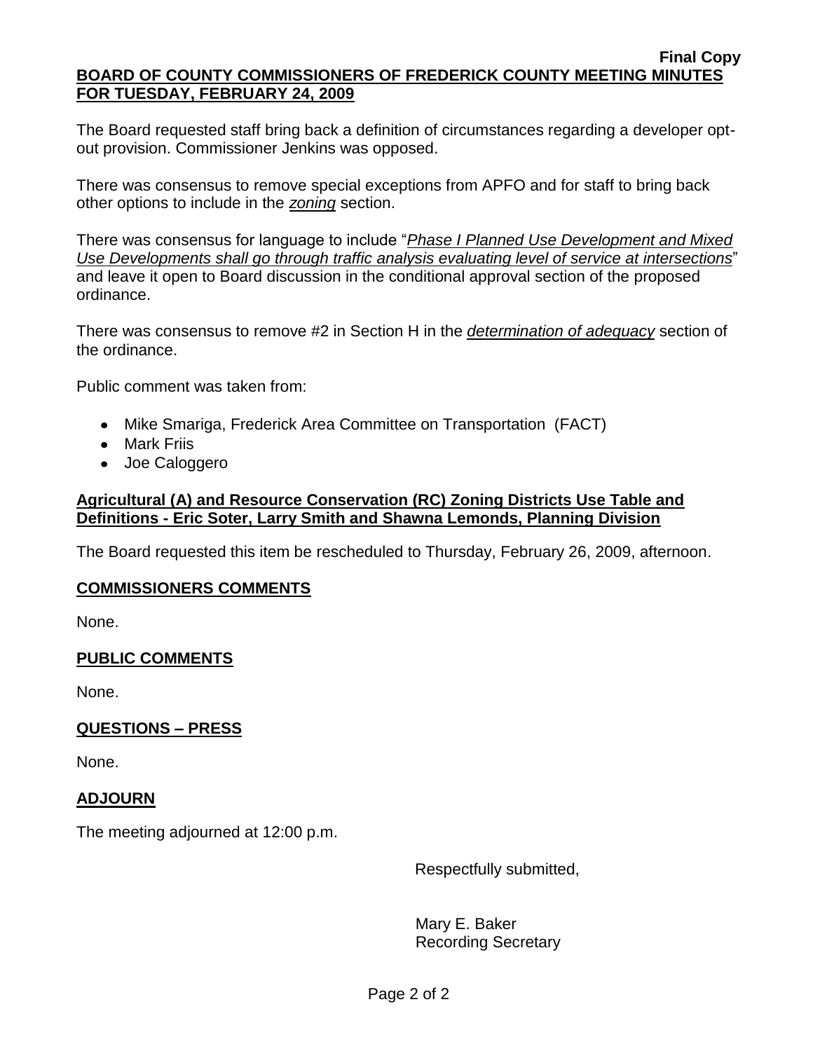**Final Copy**

**BOARD OF COUNTY COMMISSIONERS OF FREDERICK COUNTY MEETING MINUTES FOR TUESDAY, FEBRUARY 24, 2009**

The Board requested staff bring back a definition of circumstances regarding a developer opt-out provision. Commissioner Jenkins was opposed.

There was consensus to remove special exceptions from APFO and for staff to bring back other options to include in the *zoning* section.

There was consensus for language to include "*Phase I Planned Use Development and Mixed Use Developments shall go through traffic analysis evaluating level of service at intersections*" and leave it open to Board discussion in the conditional approval section of the proposed ordinance.

There was consensus to remove #2 in Section H in the *determination of adequacy* section of the ordinance.

Public comment was taken from:

- Mike Smariga, Frederick Area Committee on Transportation (FACT)
- Mark Friis
- Joe Caloggero

## Agricultural (A) and Resource Conservation (RC) Zoning Districts Use Table and Definitions - Eric Soter, Larry Smith and Shawna Lemonds, Planning Division

The Board requested this item be rescheduled to Thursday, February 26, 2009, afternoon.

## COMMISSIONERS COMMENTS

None.

## PUBLIC COMMENTS

None.

## QUESTIONS – PRESS

None.

## ADJOURN

The meeting adjourned at 12:00 p.m.

Respectfully submitted,

Mary E. Baker
Recording Secretary